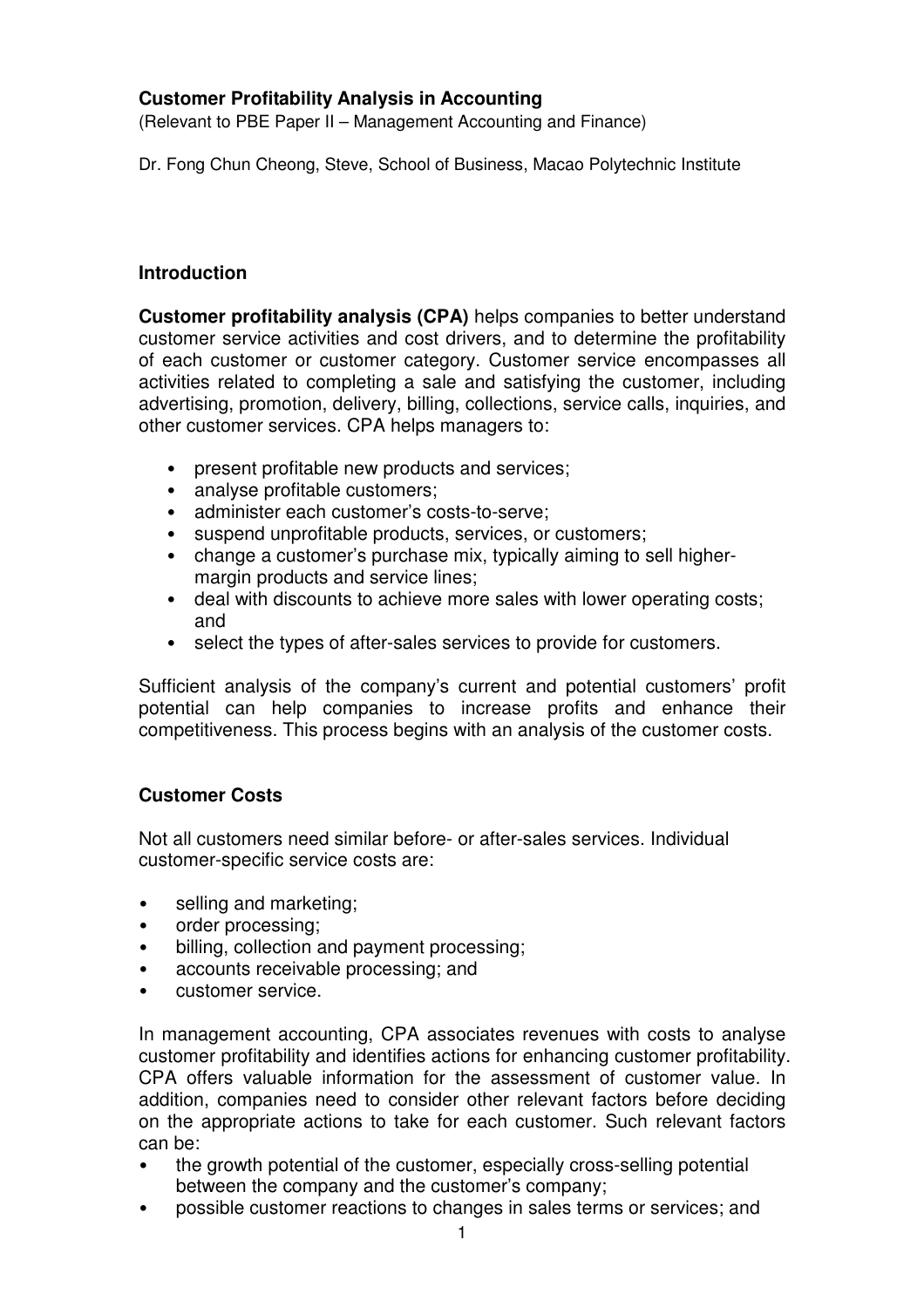# Customer Profitability Analysis in Accounting

(Relevant to PBE Paper II – Management Accounting and Finance)

Dr. Fong Chun Cheong, Steve, School of Business, Macao Polytechnic Institute

## Introduction

**Customer profitability analysis (CPA)** helps companies to better understand customer service activities and cost drivers, and to determine the profitability of each customer or customer category. Customer service encompasses all activities related to completing a sale and satisfying the customer, including advertising, promotion, delivery, billing, collections, service calls, inquiries, and other customer services. CPA helps managers to:

- present profitable new products and services;
- analyse profitable customers;
- administer each customer's costs-to-serve;
- suspend unprofitable products, services, or customers;
- change a customer's purchase mix, typically aiming to sell higher-margin products and service lines;
- deal with discounts to achieve more sales with lower operating costs; and
- select the types of after-sales services to provide for customers.

Sufficient analysis of the company's current and potential customers' profit potential can help companies to increase profits and enhance their competitiveness. This process begins with an analysis of the customer costs.

## Customer Costs

Not all customers need similar before- or after-sales services. Individual customer-specific service costs are:

- selling and marketing;
- order processing;
- billing, collection and payment processing;
- accounts receivable processing; and
- customer service.

In management accounting, CPA associates revenues with costs to analyse customer profitability and identifies actions for enhancing customer profitability. CPA offers valuable information for the assessment of customer value. In addition, companies need to consider other relevant factors before deciding on the appropriate actions to take for each customer. Such relevant factors can be:

- the growth potential of the customer, especially cross-selling potential between the company and the customer's company;
- possible customer reactions to changes in sales terms or services; and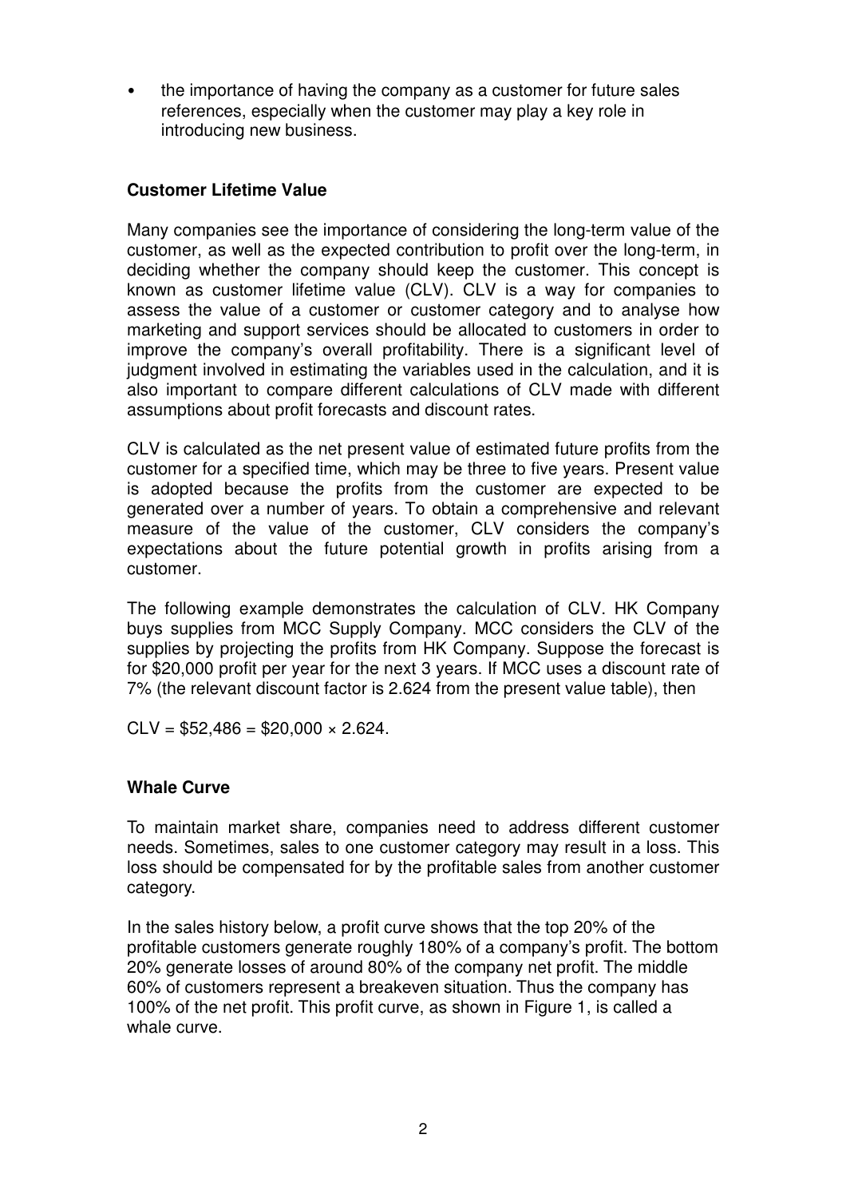- the importance of having the company as a customer for future sales references, especially when the customer may play a key role in introducing new business.

**Customer Lifetime Value**

Many companies see the importance of considering the long-term value of the customer, as well as the expected contribution to profit over the long-term, in deciding whether the company should keep the customer. This concept is known as customer lifetime value (CLV). CLV is a way for companies to assess the value of a customer or customer category and to analyse how marketing and support services should be allocated to customers in order to improve the company's overall profitability. There is a significant level of judgment involved in estimating the variables used in the calculation, and it is also important to compare different calculations of CLV made with different assumptions about profit forecasts and discount rates.

CLV is calculated as the net present value of estimated future profits from the customer for a specified time, which may be three to five years. Present value is adopted because the profits from the customer are expected to be generated over a number of years. To obtain a comprehensive and relevant measure of the value of the customer, CLV considers the company's expectations about the future potential growth in profits arising from a customer.

The following example demonstrates the calculation of CLV. HK Company buys supplies from MCC Supply Company. MCC considers the CLV of the supplies by projecting the profits from HK Company. Suppose the forecast is for $20,000 profit per year for the next 3 years. If MCC uses a discount rate of 7% (the relevant discount factor is 2.624 from the present value table), then

CLV = $52,486 = $20,000 × 2.624.

**Whale Curve**

To maintain market share, companies need to address different customer needs. Sometimes, sales to one customer category may result in a loss. This loss should be compensated for by the profitable sales from another customer category.

In the sales history below, a profit curve shows that the top 20% of the profitable customers generate roughly 180% of a company's profit. The bottom 20% generate losses of around 80% of the company net profit. The middle 60% of customers represent a breakeven situation. Thus the company has 100% of the net profit. This profit curve, as shown in Figure 1, is called a whale curve.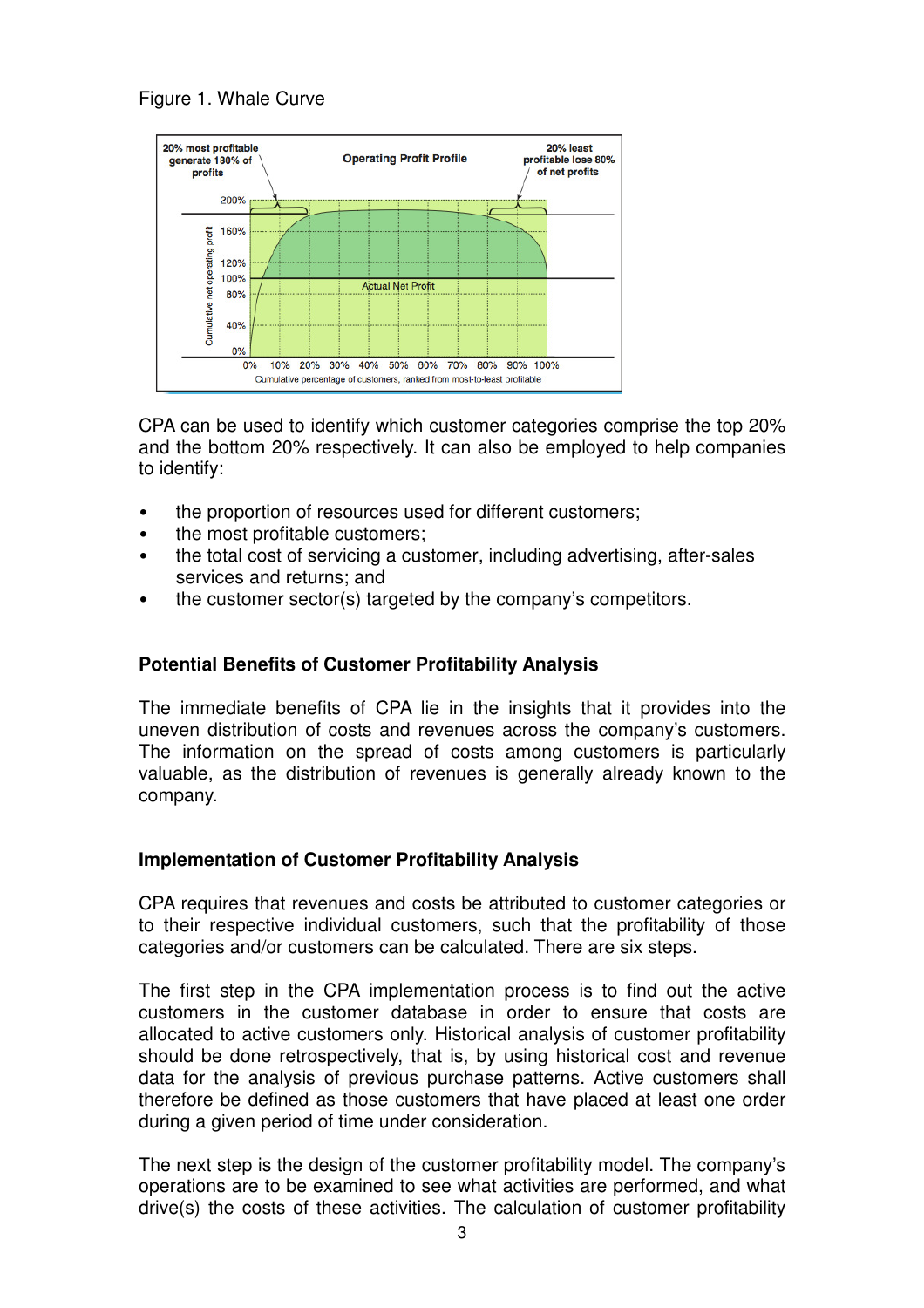Figure 1. Whale Curve

CPA can be used to identify which customer categories comprise the top 20% and the bottom 20% respectively. It can also be employed to help companies to identify:

- the proportion of resources used for different customers;
- the most profitable customers;
- the total cost of servicing a customer, including advertising, after-sales services and returns; and
- the customer sector(s) targeted by the company's competitors.

**Potential Benefits of Customer Profitability Analysis**

The immediate benefits of CPA lie in the insights that it provides into the uneven distribution of costs and revenues across the company's customers. The information on the spread of costs among customers is particularly valuable, as the distribution of revenues is generally already known to the company.

**Implementation of Customer Profitability Analysis**

CPA requires that revenues and costs be attributed to customer categories or to their respective individual customers, such that the profitability of those categories and/or customers can be calculated. There are six steps.

The first step in the CPA implementation process is to find out the active customers in the customer database in order to ensure that costs are allocated to active customers only. Historical analysis of customer profitability should be done retrospectively, that is, by using historical cost and revenue data for the analysis of previous purchase patterns. Active customers shall therefore be defined as those customers that have placed at least one order during a given period of time under consideration.

The next step is the design of the customer profitability model. The company's operations are to be examined to see what activities are performed, and what drive(s) the costs of these activities. The calculation of customer profitability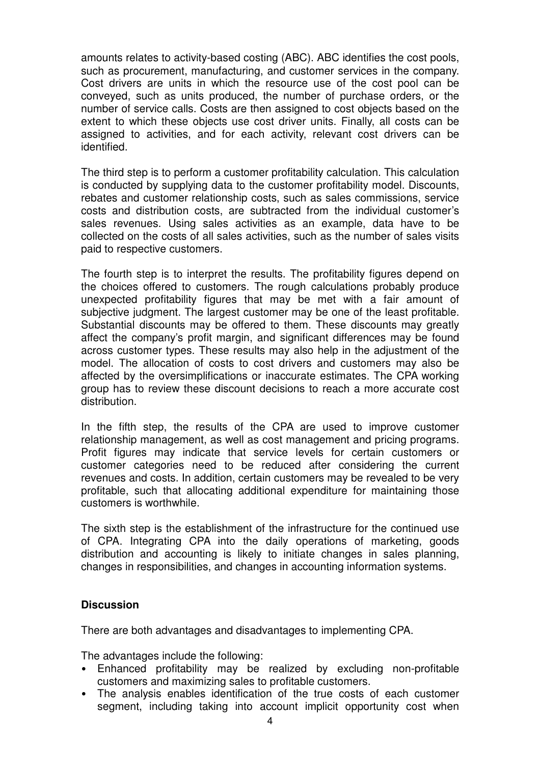amounts relates to activity-based costing (ABC). ABC identifies the cost pools, such as procurement, manufacturing, and customer services in the company. Cost drivers are units in which the resource use of the cost pool can be conveyed, such as units produced, the number of purchase orders, or the number of service calls. Costs are then assigned to cost objects based on the extent to which these objects use cost driver units. Finally, all costs can be assigned to activities, and for each activity, relevant cost drivers can be identified.

The third step is to perform a customer profitability calculation. This calculation is conducted by supplying data to the customer profitability model. Discounts, rebates and customer relationship costs, such as sales commissions, service costs and distribution costs, are subtracted from the individual customer's sales revenues. Using sales activities as an example, data have to be collected on the costs of all sales activities, such as the number of sales visits paid to respective customers.

The fourth step is to interpret the results. The profitability figures depend on the choices offered to customers. The rough calculations probably produce unexpected profitability figures that may be met with a fair amount of subjective judgment. The largest customer may be one of the least profitable. Substantial discounts may be offered to them. These discounts may greatly affect the company's profit margin, and significant differences may be found across customer types. These results may also help in the adjustment of the model. The allocation of costs to cost drivers and customers may also be affected by the oversimplifications or inaccurate estimates. The CPA working group has to review these discount decisions to reach a more accurate cost distribution.

In the fifth step, the results of the CPA are used to improve customer relationship management, as well as cost management and pricing programs. Profit figures may indicate that service levels for certain customers or customer categories need to be reduced after considering the current revenues and costs. In addition, certain customers may be revealed to be very profitable, such that allocating additional expenditure for maintaining those customers is worthwhile.

The sixth step is the establishment of the infrastructure for the continued use of CPA. Integrating CPA into the daily operations of marketing, goods distribution and accounting is likely to initiate changes in sales planning, changes in responsibilities, and changes in accounting information systems.

**Discussion**

There are both advantages and disadvantages to implementing CPA.

The advantages include the following:

- Enhanced profitability may be realized by excluding non-profitable customers and maximizing sales to profitable customers.
- The analysis enables identification of the true costs of each customer segment, including taking into account implicit opportunity cost when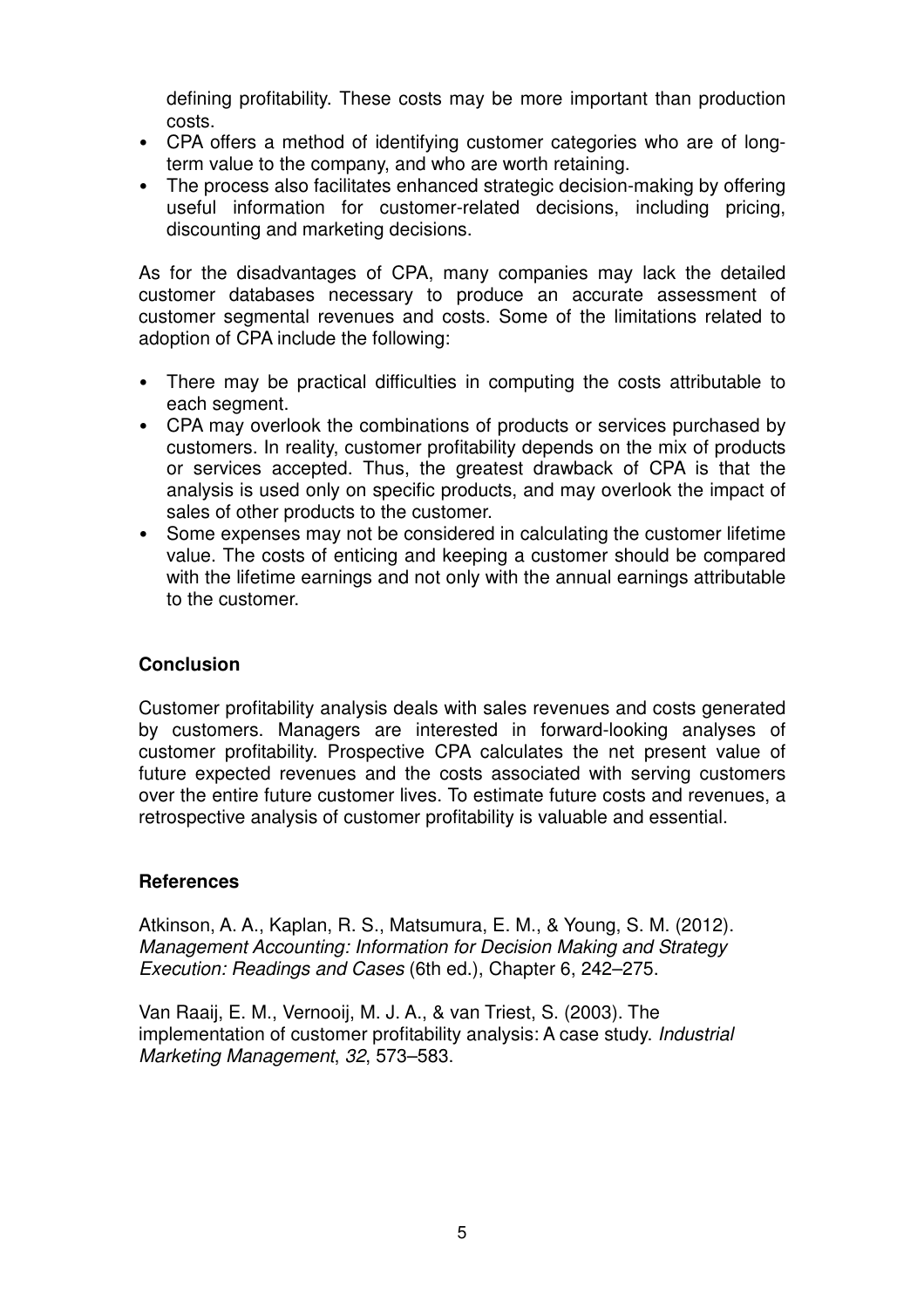defining profitability. These costs may be more important than production costs.

- CPA offers a method of identifying customer categories who are of long-term value to the company, and who are worth retaining.
- The process also facilitates enhanced strategic decision-making by offering useful information for customer-related decisions, including pricing, discounting and marketing decisions.

As for the disadvantages of CPA, many companies may lack the detailed customer databases necessary to produce an accurate assessment of customer segmental revenues and costs. Some of the limitations related to adoption of CPA include the following:

- There may be practical difficulties in computing the costs attributable to each segment.
- CPA may overlook the combinations of products or services purchased by customers. In reality, customer profitability depends on the mix of products or services accepted. Thus, the greatest drawback of CPA is that the analysis is used only on specific products, and may overlook the impact of sales of other products to the customer.
- Some expenses may not be considered in calculating the customer lifetime value. The costs of enticing and keeping a customer should be compared with the lifetime earnings and not only with the annual earnings attributable to the customer.

**Conclusion**

Customer profitability analysis deals with sales revenues and costs generated by customers. Managers are interested in forward-looking analyses of customer profitability. Prospective CPA calculates the net present value of future expected revenues and the costs associated with serving customers over the entire future customer lives. To estimate future costs and revenues, a retrospective analysis of customer profitability is valuable and essential.

**References**

Atkinson, A. A., Kaplan, R. S., Matsumura, E. M., & Young, S. M. (2012). *Management Accounting: Information for Decision Making and Strategy Execution: Readings and Cases* (6th ed.), Chapter 6, 242–275.

Van Raaij, E. M., Vernooij, M. J. A., & van Triest, S. (2003). The implementation of customer profitability analysis: A case study. *Industrial Marketing Management*, *32*, 573–583.